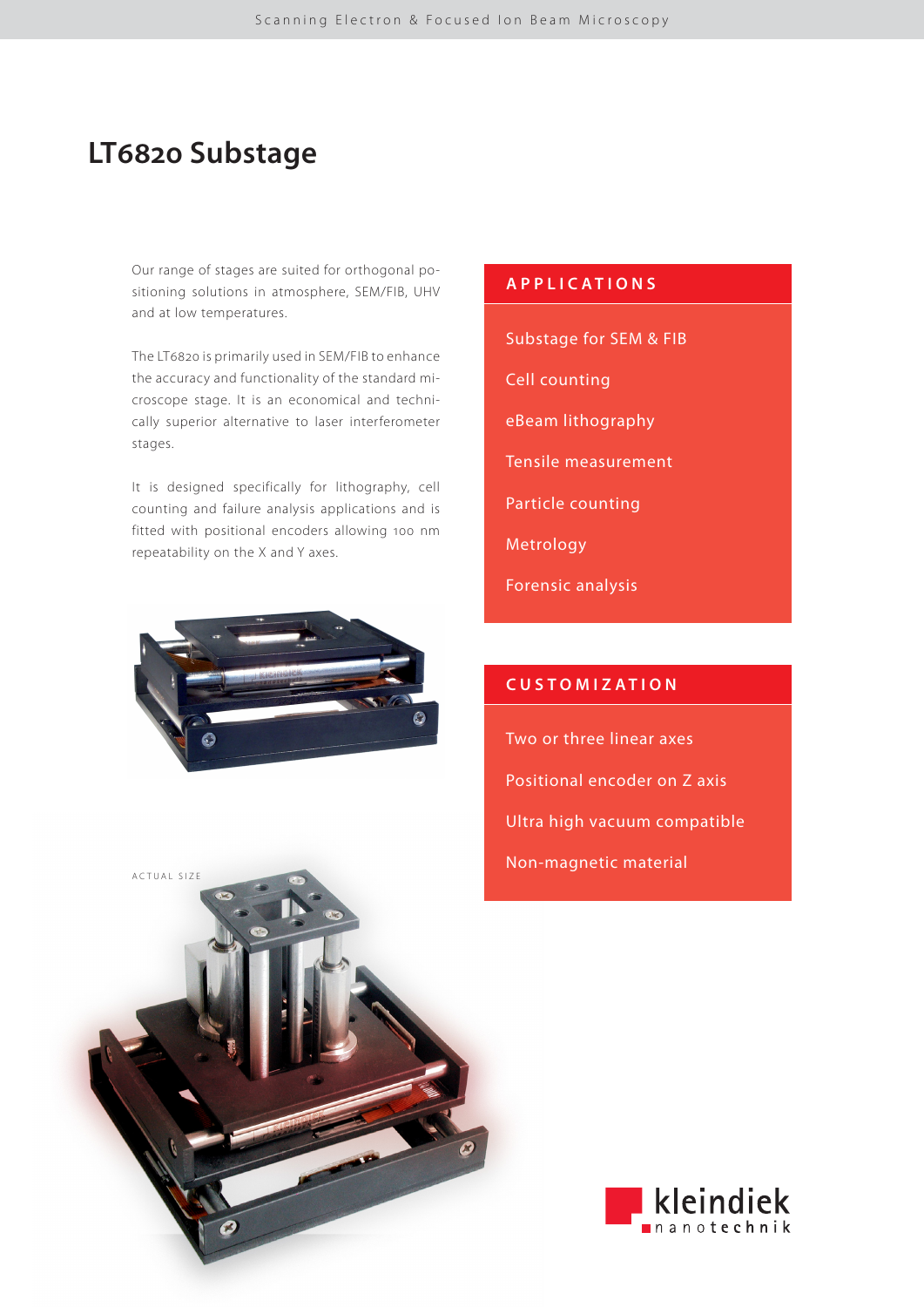# LT6820 Substage

Our range of stages are suited for orthogonal positioning solutions in atmosphere, SEM/FIB, UHV and at low temperatures.

The LT6820 is primarily used in SEM/FIB to enhance the accuracy and functionality of the standard microscope stage. It is an economical and technically superior alternative to laser interferometer stages.

It is designed specifically for lithography, cell counting and failure analysis applications and is fitted with positional encoders allowing 100 nm repeatability on the X and Y axes.

ACTUAL SIZE

## APPLICATIONS

- Substage for SEM & FIB
- Cell counting
- eBeam lithography
- Tensile measurement
- Particle counting
- Metrology
- Forensic analysis

## CUSTOMIZATION

- Two or three linear axes
- Positional encoder on Z axis
- Ultra high vacuum compatible
- Non-magnetic material

kleindiek nanotechnik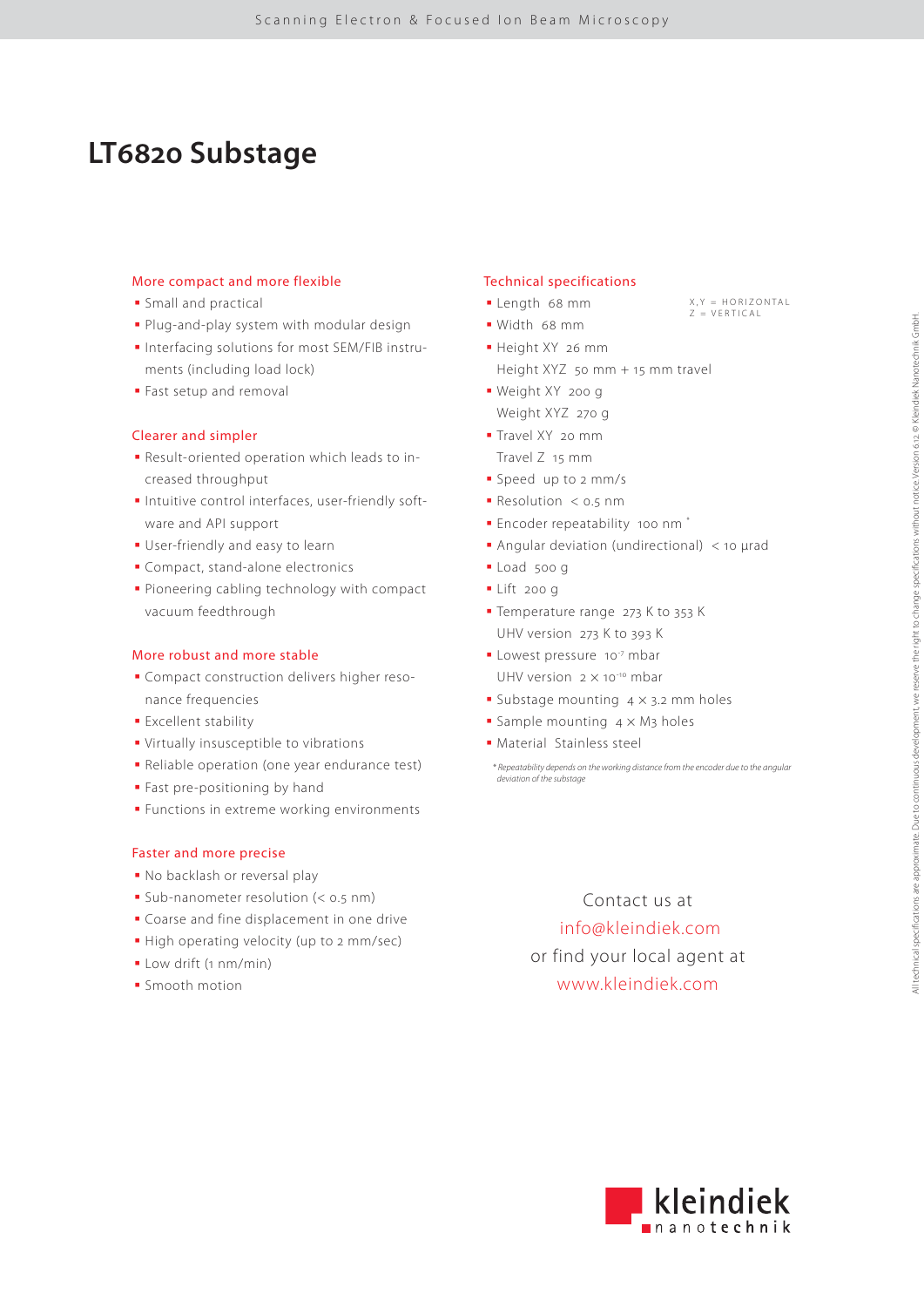# LT6820 Substage

### More compact and more flexible

- Small and practical
- Plug-and-play system with modular design
- Interfacing solutions for most SEM/FIB instruments (including load lock)
- Fast setup and removal

### Clearer and simpler

- Result-oriented operation which leads to increased throughput
- Intuitive control interfaces, user-friendly software and API support
- User-friendly and easy to learn
- Compact, stand-alone electronics
- Pioneering cabling technology with compact vacuum feedthrough

### More robust and more stable

- Compact construction delivers higher resonance frequencies
- Excellent stability
- Virtually insusceptible to vibrations
- Reliable operation (one year endurance test)
- Fast pre-positioning by hand
- Functions in extreme working environments

### Faster and more precise

- No backlash or reversal play
- Sub-nanometer resolution (< 0.5 nm)
- Coarse and fine displacement in one drive
- High operating velocity (up to 2 mm/sec)
- Low drift (1 nm/min)
- Smooth motion

### Technical specifications

X,Y = HORIZONTAL
Z = VERTICAL

- Length 68 mm
- Width 68 mm
- Height XY 26 mm
  Height XYZ 50 mm + 15 mm travel
- Weight XY 200 g
  Weight XYZ 270 g
- Travel XY 20 mm
  Travel Z 15 mm
- Speed up to 2 mm/s
- Resolution < 0.5 nm
- Encoder repeatability 100 nm *
- Angular deviation (undirectional) < 10 µrad
- Load 500 g
- Lift 200 g
- Temperature range 273 K to 353 K
  UHV version 273 K to 393 K
- Lowest pressure $10^{-7}$ mbar
  UHV version $2 \times 10^{-10}$ mbar
- Substage mounting 4 × 3.2 mm holes
- Sample mounting 4 × M3 holes
- Material Stainless steel

*\* Repeatability depends on the working distance from the encoder due to the angular deviation of the substage*

Contact us at
info@kleindiek.com
or find your local agent at
www.kleindiek.com

All technical specifications are approximate. Due to continuous development, we reserve the right to change specifications without notice. Version 6.12 © Kleindiek Nanotechnik GmbH.

kleindiek nanotechnik